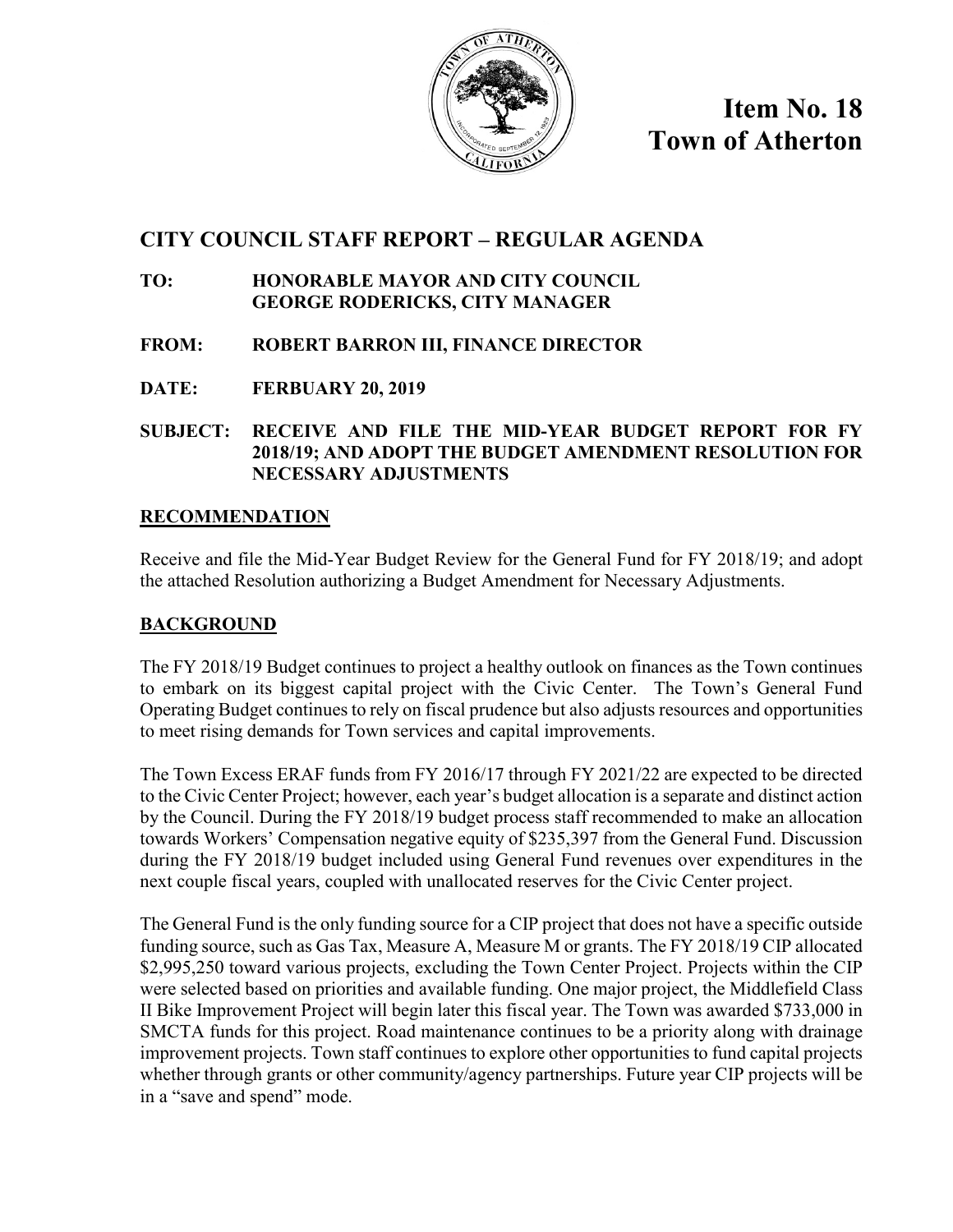# Item No. 18
# Town of Atherton

## CITY COUNCIL STAFF REPORT – REGULAR AGENDA

**TO:** HONORABLE MAYOR AND CITY COUNCIL
GEORGE RODERICKS, CITY MANAGER

**FROM:** ROBERT BARRON III, FINANCE DIRECTOR

**DATE:** FERBUARY 20, 2019

**SUBJECT:** RECEIVE AND FILE THE MID-YEAR BUDGET REPORT FOR FY 2018/19; AND ADOPT THE BUDGET AMENDMENT RESOLUTION FOR NECESSARY ADJUSTMENTS

## RECOMMENDATION

Receive and file the Mid-Year Budget Review for the General Fund for FY 2018/19; and adopt the attached Resolution authorizing a Budget Amendment for Necessary Adjustments.

## BACKGROUND

The FY 2018/19 Budget continues to project a healthy outlook on finances as the Town continues to embark on its biggest capital project with the Civic Center. The Town's General Fund Operating Budget continues to rely on fiscal prudence but also adjusts resources and opportunities to meet rising demands for Town services and capital improvements.

The Town Excess ERAF funds from FY 2016/17 through FY 2021/22 are expected to be directed to the Civic Center Project; however, each year's budget allocation is a separate and distinct action by the Council. During the FY 2018/19 budget process staff recommended to make an allocation towards Workers' Compensation negative equity of $235,397 from the General Fund. Discussion during the FY 2018/19 budget included using General Fund revenues over expenditures in the next couple fiscal years, coupled with unallocated reserves for the Civic Center project.

The General Fund is the only funding source for a CIP project that does not have a specific outside funding source, such as Gas Tax, Measure A, Measure M or grants. The FY 2018/19 CIP allocated $2,995,250 toward various projects, excluding the Town Center Project. Projects within the CIP were selected based on priorities and available funding. One major project, the Middlefield Class II Bike Improvement Project will begin later this fiscal year. The Town was awarded $733,000 in SMCTA funds for this project. Road maintenance continues to be a priority along with drainage improvement projects. Town staff continues to explore other opportunities to fund capital projects whether through grants or other community/agency partnerships. Future year CIP projects will be in a "save and spend" mode.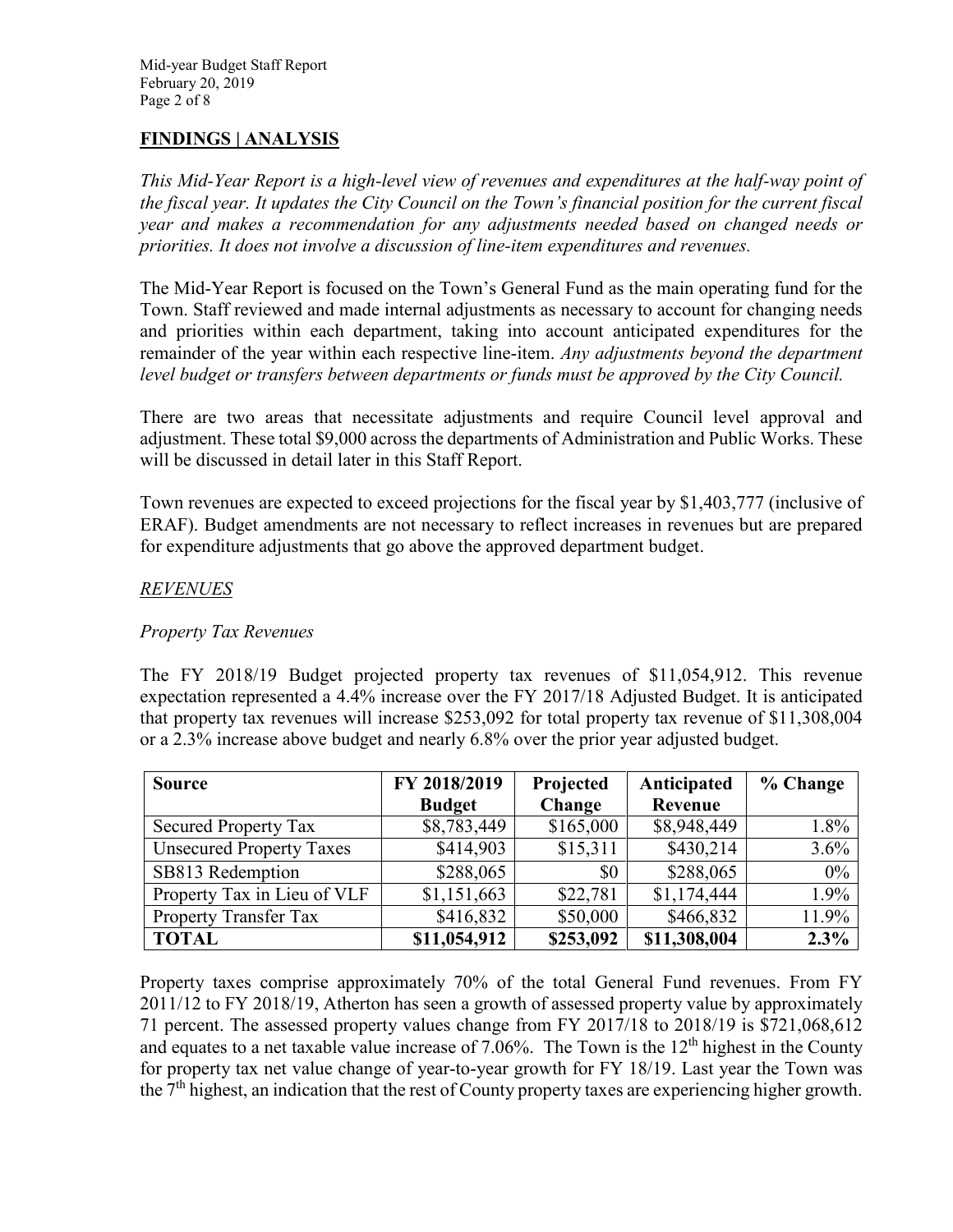## FINDINGS | ANALYSIS

*This Mid-Year Report is a high-level view of revenues and expenditures at the half-way point of the fiscal year. It updates the City Council on the Town's financial position for the current fiscal year and makes a recommendation for any adjustments needed based on changed needs or priorities. It does not involve a discussion of line-item expenditures and revenues.*

The Mid-Year Report is focused on the Town's General Fund as the main operating fund for the Town. Staff reviewed and made internal adjustments as necessary to account for changing needs and priorities within each department, taking into account anticipated expenditures for the remainder of the year within each respective line-item. *Any adjustments beyond the department level budget or transfers between departments or funds must be approved by the City Council.*

There are two areas that necessitate adjustments and require Council level approval and adjustment. These total $9,000 across the departments of Administration and Public Works. These will be discussed in detail later in this Staff Report.

Town revenues are expected to exceed projections for the fiscal year by $1,403,777 (inclusive of ERAF). Budget amendments are not necessary to reflect increases in revenues but are prepared for expenditure adjustments that go above the approved department budget.

### *REVENUES*

*Property Tax Revenues*

The FY 2018/19 Budget projected property tax revenues of $11,054,912. This revenue expectation represented a 4.4% increase over the FY 2017/18 Adjusted Budget. It is anticipated that property tax revenues will increase $253,092 for total property tax revenue of $11,308,004 or a 2.3% increase above budget and nearly 6.8% over the prior year adjusted budget.

| Source | FY 2018/2019 Budget | Projected Change | Anticipated Revenue | % Change |
|---|---|---|---|---|
| Secured Property Tax | $8,783,449 | $165,000 | $8,948,449 | 1.8% |
| Unsecured Property Taxes | $414,903 | $15,311 | $430,214 | 3.6% |
| SB813 Redemption | $288,065 | $0 | $288,065 | 0% |
| Property Tax in Lieu of VLF | $1,151,663 | $22,781 | $1,174,444 | 1.9% |
| Property Transfer Tax | $416,832 | $50,000 | $466,832 | 11.9% |
| **TOTAL** | **$11,054,912** | **$253,092** | **$11,308,004** | **2.3%** |

Property taxes comprise approximately 70% of the total General Fund revenues. From FY 2011/12 to FY 2018/19, Atherton has seen a growth of assessed property value by approximately 71 percent. The assessed property values change from FY 2017/18 to 2018/19 is $721,068,612 and equates to a net taxable value increase of 7.06%. The Town is the 12th highest in the County for property tax net value change of year-to-year growth for FY 18/19. Last year the Town was the 7th highest, an indication that the rest of County property taxes are experiencing higher growth.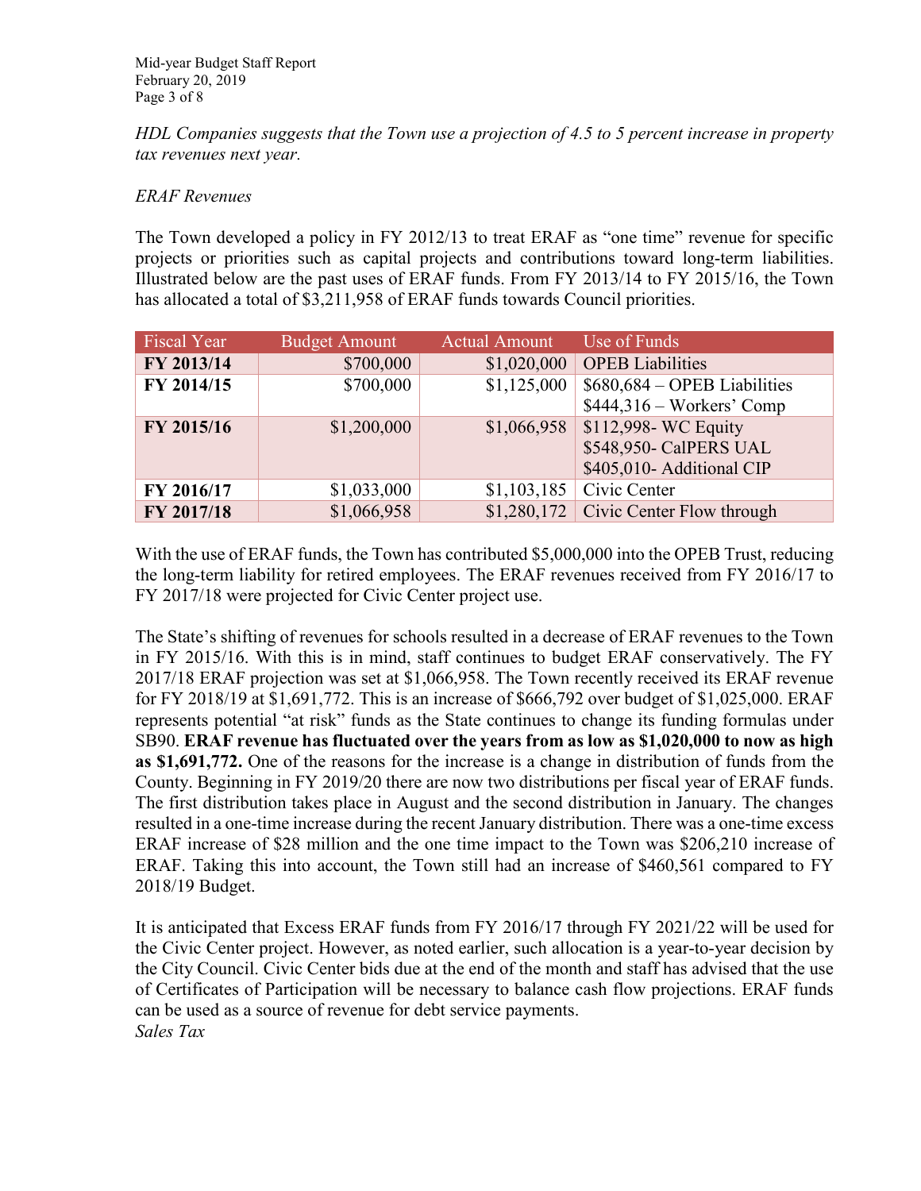*HDL Companies suggests that the Town use a projection of 4.5 to 5 percent increase in property tax revenues next year.*

*ERAF Revenues*

The Town developed a policy in FY 2012/13 to treat ERAF as "one time" revenue for specific projects or priorities such as capital projects and contributions toward long-term liabilities. Illustrated below are the past uses of ERAF funds. From FY 2013/14 to FY 2015/16, the Town has allocated a total of $3,211,958 of ERAF funds towards Council priorities.

| Fiscal Year | Budget Amount | Actual Amount | Use of Funds |
|---|---|---|---|
| **FY 2013/14** | $700,000 | $1,020,000 | OPEB Liabilities |
| **FY 2014/15** | $700,000 | $1,125,000 | $680,684 – OPEB Liabilities<br>$444,316 – Workers' Comp |
| **FY 2015/16** | $1,200,000 | $1,066,958 | $112,998- WC Equity<br>$548,950- CalPERS UAL<br>$405,010- Additional CIP |
| **FY 2016/17** | $1,033,000 | $1,103,185 | Civic Center |
| **FY 2017/18** | $1,066,958 | $1,280,172 | Civic Center Flow through |

With the use of ERAF funds, the Town has contributed $5,000,000 into the OPEB Trust, reducing the long-term liability for retired employees. The ERAF revenues received from FY 2016/17 to FY 2017/18 were projected for Civic Center project use.

The State's shifting of revenues for schools resulted in a decrease of ERAF revenues to the Town in FY 2015/16. With this is in mind, staff continues to budget ERAF conservatively. The FY 2017/18 ERAF projection was set at $1,066,958. The Town recently received its ERAF revenue for FY 2018/19 at $1,691,772. This is an increase of $666,792 over budget of $1,025,000. ERAF represents potential "at risk" funds as the State continues to change its funding formulas under SB90. **ERAF revenue has fluctuated over the years from as low as $1,020,000 to now as high as $1,691,772.** One of the reasons for the increase is a change in distribution of funds from the County. Beginning in FY 2019/20 there are now two distributions per fiscal year of ERAF funds. The first distribution takes place in August and the second distribution in January. The changes resulted in a one-time increase during the recent January distribution. There was a one-time excess ERAF increase of $28 million and the one time impact to the Town was $206,210 increase of ERAF. Taking this into account, the Town still had an increase of $460,561 compared to FY 2018/19 Budget.

It is anticipated that Excess ERAF funds from FY 2016/17 through FY 2021/22 will be used for the Civic Center project. However, as noted earlier, such allocation is a year-to-year decision by the City Council. Civic Center bids due at the end of the month and staff has advised that the use of Certificates of Participation will be necessary to balance cash flow projections. ERAF funds can be used as a source of revenue for debt service payments.

*Sales Tax*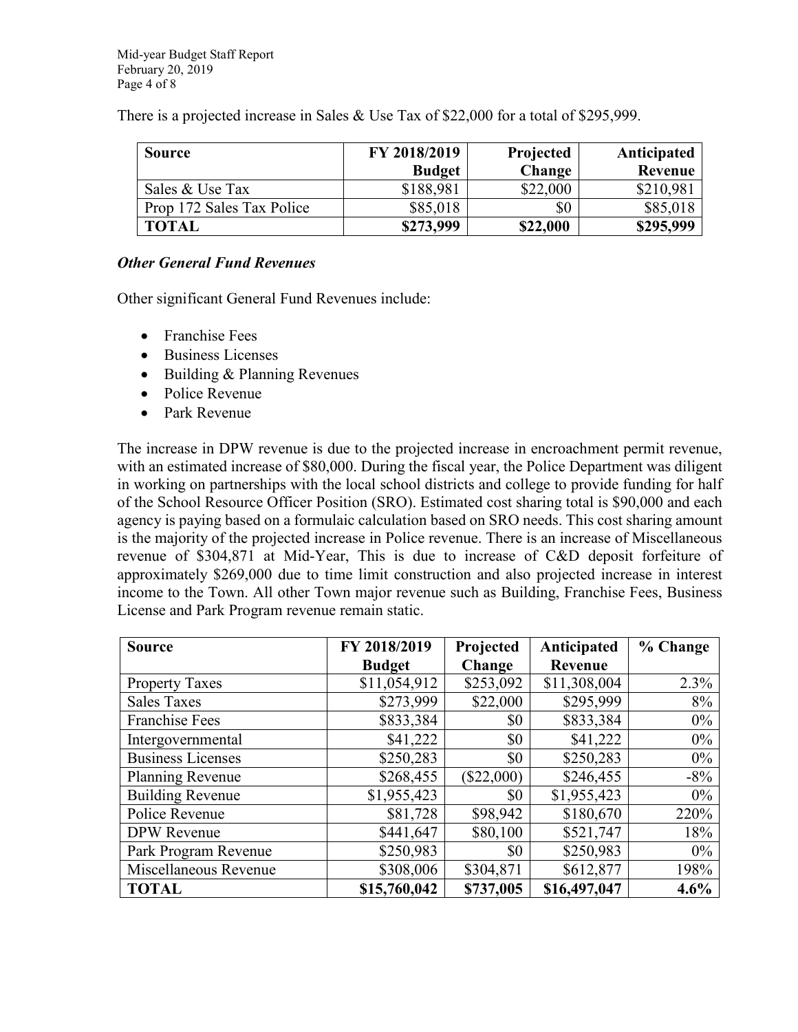There is a projected increase in Sales & Use Tax of $22,000 for a total of $295,999.

| Source | FY 2018/2019 Budget | Projected Change | Anticipated Revenue |
|---|---|---|---|
| Sales & Use Tax | $188,981 | $22,000 | $210,981 |
| Prop 172 Sales Tax Police | $85,018 | $0 | $85,018 |
| **TOTAL** | **$273,999** | **$22,000** | **$295,999** |

### *Other General Fund Revenues*

Other significant General Fund Revenues include:

- Franchise Fees
- Business Licenses
- Building & Planning Revenues
- Police Revenue
- Park Revenue

The increase in DPW revenue is due to the projected increase in encroachment permit revenue, with an estimated increase of $80,000. During the fiscal year, the Police Department was diligent in working on partnerships with the local school districts and college to provide funding for half of the School Resource Officer Position (SRO). Estimated cost sharing total is $90,000 and each agency is paying based on a formulaic calculation based on SRO needs. This cost sharing amount is the majority of the projected increase in Police revenue. There is an increase of Miscellaneous revenue of $304,871 at Mid-Year, This is due to increase of C&D deposit forfeiture of approximately $269,000 due to time limit construction and also projected increase in interest income to the Town. All other Town major revenue such as Building, Franchise Fees, Business License and Park Program revenue remain static.

| Source | FY 2018/2019 Budget | Projected Change | Anticipated Revenue | % Change |
|---|---|---|---|---|
| Property Taxes | $11,054,912 | $253,092 | $11,308,004 | 2.3% |
| Sales Taxes | $273,999 | $22,000 | $295,999 | 8% |
| Franchise Fees | $833,384 | $0 | $833,384 | 0% |
| Intergovernmental | $41,222 | $0 | $41,222 | 0% |
| Business Licenses | $250,283 | $0 | $250,283 | 0% |
| Planning Revenue | $268,455 | ($22,000) | $246,455 | -8% |
| Building Revenue | $1,955,423 | $0 | $1,955,423 | 0% |
| Police Revenue | $81,728 | $98,942 | $180,670 | 220% |
| DPW Revenue | $441,647 | $80,100 | $521,747 | 18% |
| Park Program Revenue | $250,983 | $0 | $250,983 | 0% |
| Miscellaneous Revenue | $308,006 | $304,871 | $612,877 | 198% |
| **TOTAL** | **$15,760,042** | **$737,005** | **$16,497,047** | **4.6%** |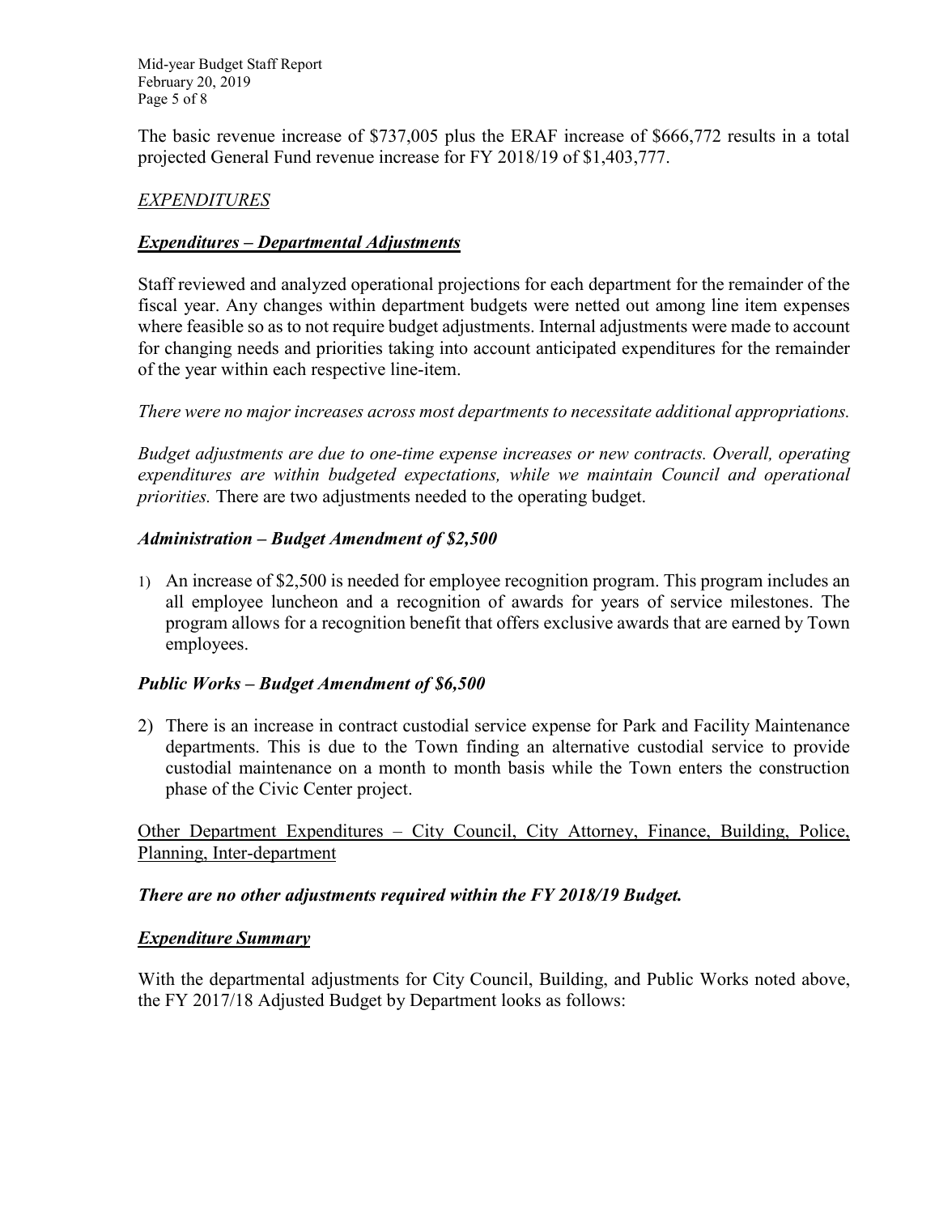The basic revenue increase of $737,005 plus the ERAF increase of $666,772 results in a total projected General Fund revenue increase for FY 2018/19 of $1,403,777.

## *EXPENDITURES*

### ***Expenditures – Departmental Adjustments***

Staff reviewed and analyzed operational projections for each department for the remainder of the fiscal year. Any changes within department budgets were netted out among line item expenses where feasible so as to not require budget adjustments. Internal adjustments were made to account for changing needs and priorities taking into account anticipated expenditures for the remainder of the year within each respective line-item.

*There were no major increases across most departments to necessitate additional appropriations.*

*Budget adjustments are due to one-time expense increases or new contracts. Overall, operating expenditures are within budgeted expectations, while we maintain Council and operational priorities.* There are two adjustments needed to the operating budget.

### ***Administration – Budget Amendment of $2,500***

1) An increase of $2,500 is needed for employee recognition program. This program includes an all employee luncheon and a recognition of awards for years of service milestones. The program allows for a recognition benefit that offers exclusive awards that are earned by Town employees.

### ***Public Works – Budget Amendment of $6,500***

2) There is an increase in contract custodial service expense for Park and Facility Maintenance departments. This is due to the Town finding an alternative custodial service to provide custodial maintenance on a month to month basis while the Town enters the construction phase of the Civic Center project.

Other Department Expenditures – City Council, City Attorney, Finance, Building, Police, Planning, Inter-department

***There are no other adjustments required within the FY 2018/19 Budget.***

### ***Expenditure Summary***

With the departmental adjustments for City Council, Building, and Public Works noted above, the FY 2017/18 Adjusted Budget by Department looks as follows: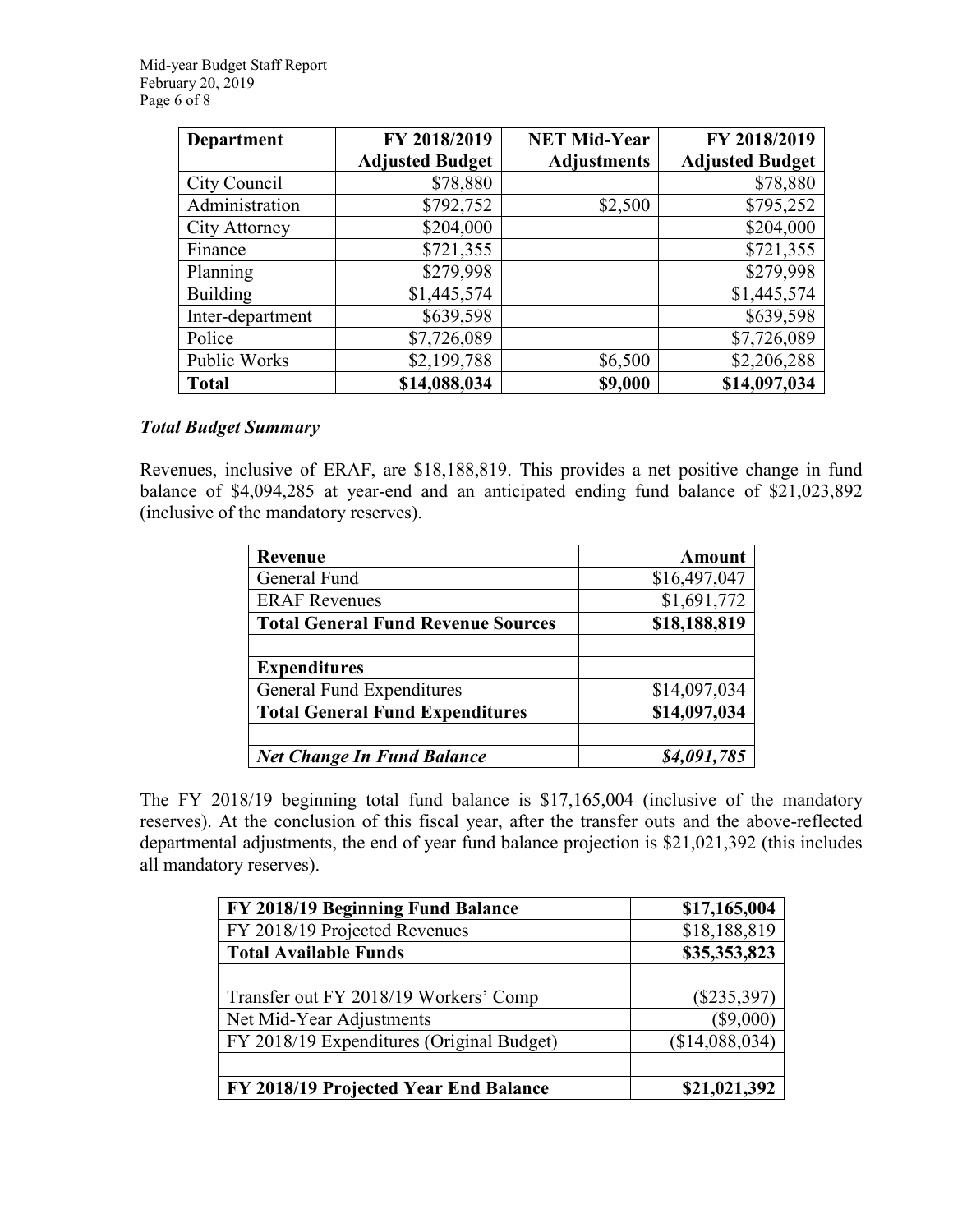| Department | FY 2018/2019 Adjusted Budget | NET Mid-Year Adjustments | FY 2018/2019 Adjusted Budget |
|---|---|---|---|
| City Council | $78,880 | | $78,880 |
| Administration | $792,752 | $2,500 | $795,252 |
| City Attorney | $204,000 | | $204,000 |
| Finance | $721,355 | | $721,355 |
| Planning | $279,998 | | $279,998 |
| Building | $1,445,574 | | $1,445,574 |
| Inter-department | $639,598 | | $639,598 |
| Police | $7,726,089 | | $7,726,089 |
| Public Works | $2,199,788 | $6,500 | $2,206,288 |
| **Total** | **$14,088,034** | **$9,000** | **$14,097,034** |

***Total Budget Summary***

Revenues, inclusive of ERAF, are $18,188,819. This provides a net positive change in fund balance of $4,094,285 at year-end and an anticipated ending fund balance of $21,023,892 (inclusive of the mandatory reserves).

| **Revenue** | **Amount** |
|---|---|
| General Fund | $16,497,047 |
| ERAF Revenues | $1,691,772 |
| **Total General Fund Revenue Sources** | **$18,188,819** |
| | |
| **Expenditures** | |
| General Fund Expenditures | $14,097,034 |
| **Total General Fund Expenditures** | **$14,097,034** |
| | |
| ***Net Change In Fund Balance*** | ***$4,091,785*** |

The FY 2018/19 beginning total fund balance is $17,165,004 (inclusive of the mandatory reserves). At the conclusion of this fiscal year, after the transfer outs and the above-reflected departmental adjustments, the end of year fund balance projection is $21,021,392 (this includes all mandatory reserves).

| **FY 2018/19 Beginning Fund Balance** | **$17,165,004** |
|---|---|
| FY 2018/19 Projected Revenues | $18,188,819 |
| **Total Available Funds** | **$35,353,823** |
| | |
| Transfer out FY 2018/19 Workers' Comp | ($235,397) |
| Net Mid-Year Adjustments | ($9,000) |
| FY 2018/19 Expenditures (Original Budget) | ($14,088,034) |
| | |
| **FY 2018/19 Projected Year End Balance** | **$21,021,392** |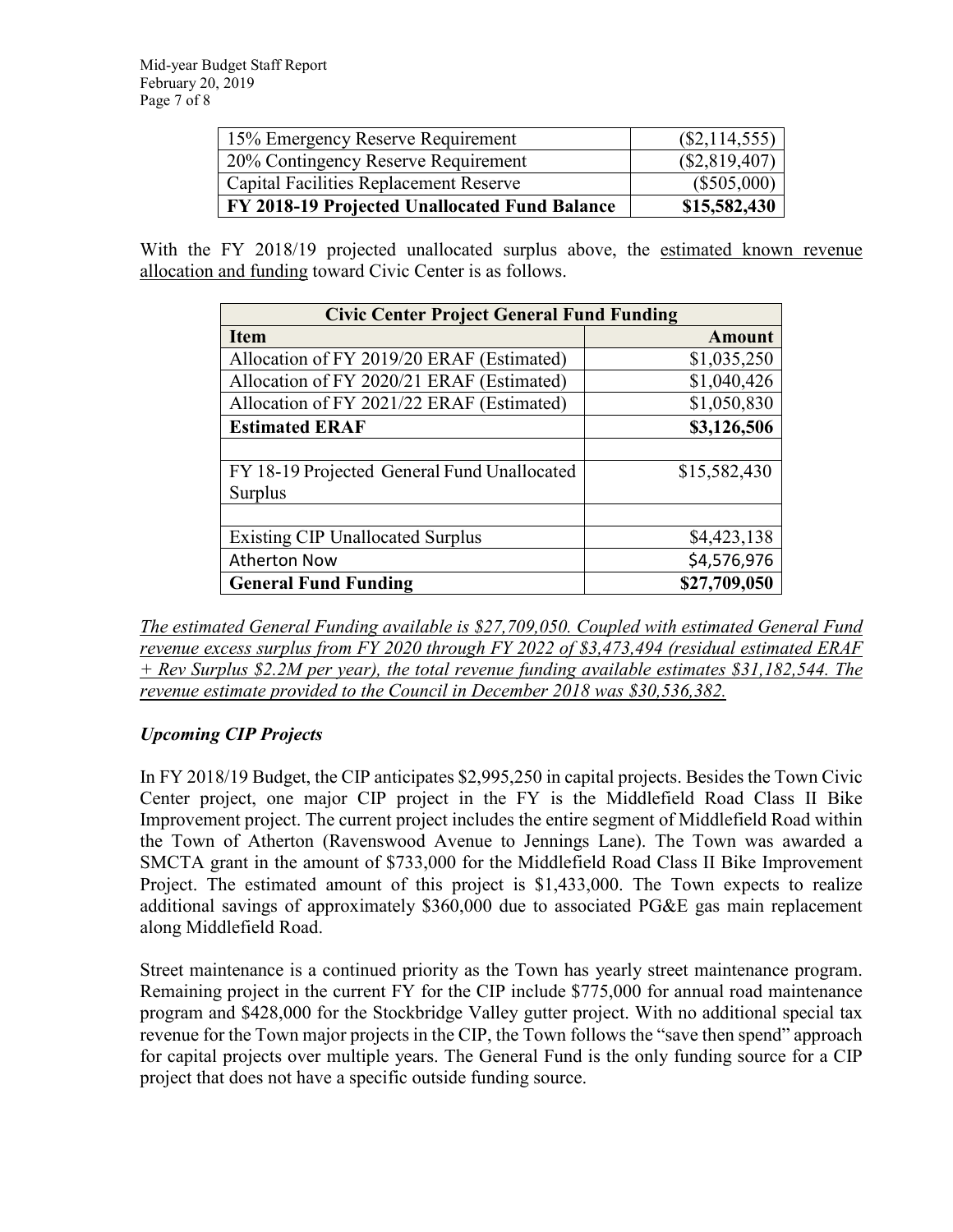| 15% Emergency Reserve Requirement | ($2,114,555) |
|---|---|
| 20% Contingency Reserve Requirement | ($2,819,407) |
| Capital Facilities Replacement Reserve | ($505,000) |
| **FY 2018-19 Projected Unallocated Fund Balance** | **$15,582,430** |

With the FY 2018/19 projected unallocated surplus above, the estimated known revenue allocation and funding toward Civic Center is as follows.

| **Civic Center Project General Fund Funding** | |
|---|---|
| **Item** | **Amount** |
| Allocation of FY 2019/20 ERAF (Estimated) | $1,035,250 |
| Allocation of FY 2020/21 ERAF (Estimated) | $1,040,426 |
| Allocation of FY 2021/22 ERAF (Estimated) | $1,050,830 |
| **Estimated ERAF** | **$3,126,506** |
| | |
| FY 18-19 Projected General Fund Unallocated Surplus | $15,582,430 |
| | |
| Existing CIP Unallocated Surplus | $4,423,138 |
| Atherton Now | $4,576,976 |
| **General Fund Funding** | **$27,709,050** |

*The estimated General Funding available is $27,709,050. Coupled with estimated General Fund revenue excess surplus from FY 2020 through FY 2022 of $3,473,494 (residual estimated ERAF + Rev Surplus $2.2M per year), the total revenue funding available estimates $31,182,544. The revenue estimate provided to the Council in December 2018 was $30,536,382.*

### *Upcoming CIP Projects*

In FY 2018/19 Budget, the CIP anticipates $2,995,250 in capital projects. Besides the Town Civic Center project, one major CIP project in the FY is the Middlefield Road Class II Bike Improvement project. The current project includes the entire segment of Middlefield Road within the Town of Atherton (Ravenswood Avenue to Jennings Lane). The Town was awarded a SMCTA grant in the amount of $733,000 for the Middlefield Road Class II Bike Improvement Project. The estimated amount of this project is $1,433,000. The Town expects to realize additional savings of approximately $360,000 due to associated PG&E gas main replacement along Middlefield Road.

Street maintenance is a continued priority as the Town has yearly street maintenance program. Remaining project in the current FY for the CIP include $775,000 for annual road maintenance program and $428,000 for the Stockbridge Valley gutter project. With no additional special tax revenue for the Town major projects in the CIP, the Town follows the "save then spend" approach for capital projects over multiple years. The General Fund is the only funding source for a CIP project that does not have a specific outside funding source.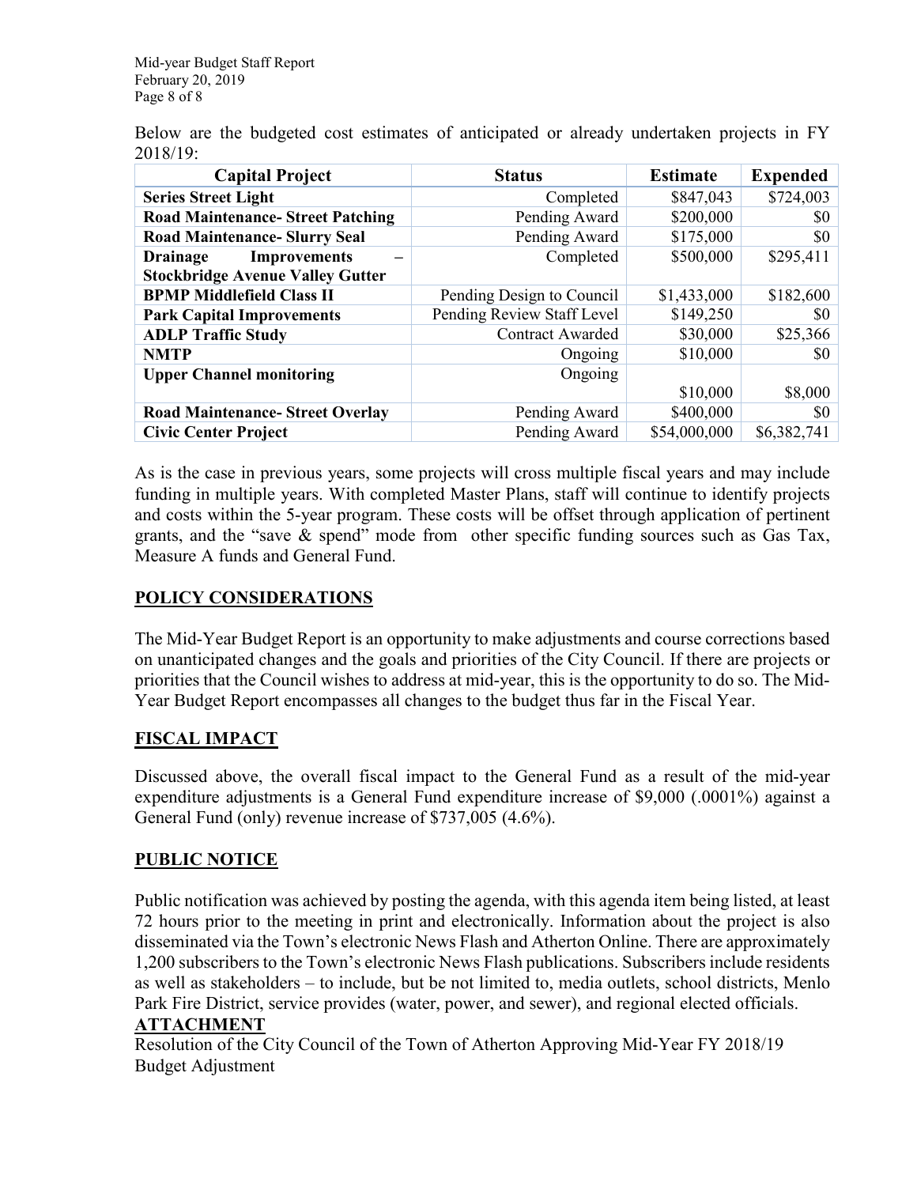Below are the budgeted cost estimates of anticipated or already undertaken projects in FY 2018/19:

| Capital Project | Status | Estimate | Expended |
|---|---|---|---|
| **Series Street Light** | Completed | $847,043 | $724,003 |
| **Road Maintenance- Street Patching** | Pending Award | $200,000 | $0 |
| **Road Maintenance- Slurry Seal** | Pending Award | $175,000 | $0 |
| **Drainage Improvements – Stockbridge Avenue Valley Gutter** | Completed | $500,000 | $295,411 |
| **BPMP Middlefield Class II** | Pending Design to Council | $1,433,000 | $182,600 |
| **Park Capital Improvements** | Pending Review Staff Level | $149,250 | $0 |
| **ADLP Traffic Study** | Contract Awarded | $30,000 | $25,366 |
| **NMTP** | Ongoing | $10,000 | $0 |
| **Upper Channel monitoring** | Ongoing | $10,000 | $8,000 |
| **Road Maintenance- Street Overlay** | Pending Award | $400,000 | $0 |
| **Civic Center Project** | Pending Award | $54,000,000 | $6,382,741 |

As is the case in previous years, some projects will cross multiple fiscal years and may include funding in multiple years. With completed Master Plans, staff will continue to identify projects and costs within the 5-year program. These costs will be offset through application of pertinent grants, and the "save & spend" mode from other specific funding sources such as Gas Tax, Measure A funds and General Fund.

## POLICY CONSIDERATIONS

The Mid-Year Budget Report is an opportunity to make adjustments and course corrections based on unanticipated changes and the goals and priorities of the City Council. If there are projects or priorities that the Council wishes to address at mid-year, this is the opportunity to do so. The Mid-Year Budget Report encompasses all changes to the budget thus far in the Fiscal Year.

## FISCAL IMPACT

Discussed above, the overall fiscal impact to the General Fund as a result of the mid-year expenditure adjustments is a General Fund expenditure increase of $9,000 (.0001%) against a General Fund (only) revenue increase of $737,005 (4.6%).

## PUBLIC NOTICE

Public notification was achieved by posting the agenda, with this agenda item being listed, at least 72 hours prior to the meeting in print and electronically. Information about the project is also disseminated via the Town's electronic News Flash and Atherton Online. There are approximately 1,200 subscribers to the Town's electronic News Flash publications. Subscribers include residents as well as stakeholders – to include, but be not limited to, media outlets, school districts, Menlo Park Fire District, service provides (water, power, and sewer), and regional elected officials.

## ATTACHMENT

Resolution of the City Council of the Town of Atherton Approving Mid-Year FY 2018/19 Budget Adjustment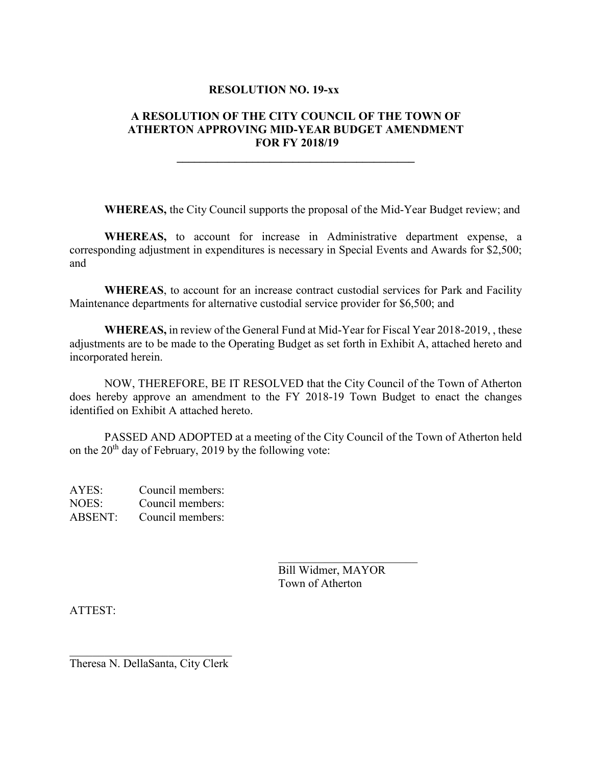**RESOLUTION NO. 19-xx**

**A RESOLUTION OF THE CITY COUNCIL OF THE TOWN OF ATHERTON APPROVING MID-YEAR BUDGET AMENDMENT FOR FY 2018/19**

---

**WHEREAS,** the City Council supports the proposal of the Mid-Year Budget review; and

**WHEREAS,** to account for increase in Administrative department expense, a corresponding adjustment in expenditures is necessary in Special Events and Awards for $2,500; and

**WHEREAS**, to account for an increase contract custodial services for Park and Facility Maintenance departments for alternative custodial service provider for $6,500; and

**WHEREAS,** in review of the General Fund at Mid-Year for Fiscal Year 2018-2019, , these adjustments are to be made to the Operating Budget as set forth in Exhibit A, attached hereto and incorporated herein.

NOW, THEREFORE, BE IT RESOLVED that the City Council of the Town of Atherton does hereby approve an amendment to the FY 2018-19 Town Budget to enact the changes identified on Exhibit A attached hereto.

PASSED AND ADOPTED at a meeting of the City Council of the Town of Atherton held on the 20th day of February, 2019 by the following vote:

AYES: Council members:
NOES: Council members:
ABSENT: Council members:

\_\_\_\_\_\_\_\_\_\_\_\_\_\_\_\_\_\_\_\_\_\_\_\_
Bill Widmer, MAYOR
Town of Atherton

ATTEST:

\_\_\_\_\_\_\_\_\_\_\_\_\_\_\_\_\_\_\_\_\_\_\_\_
Theresa N. DellaSanta, City Clerk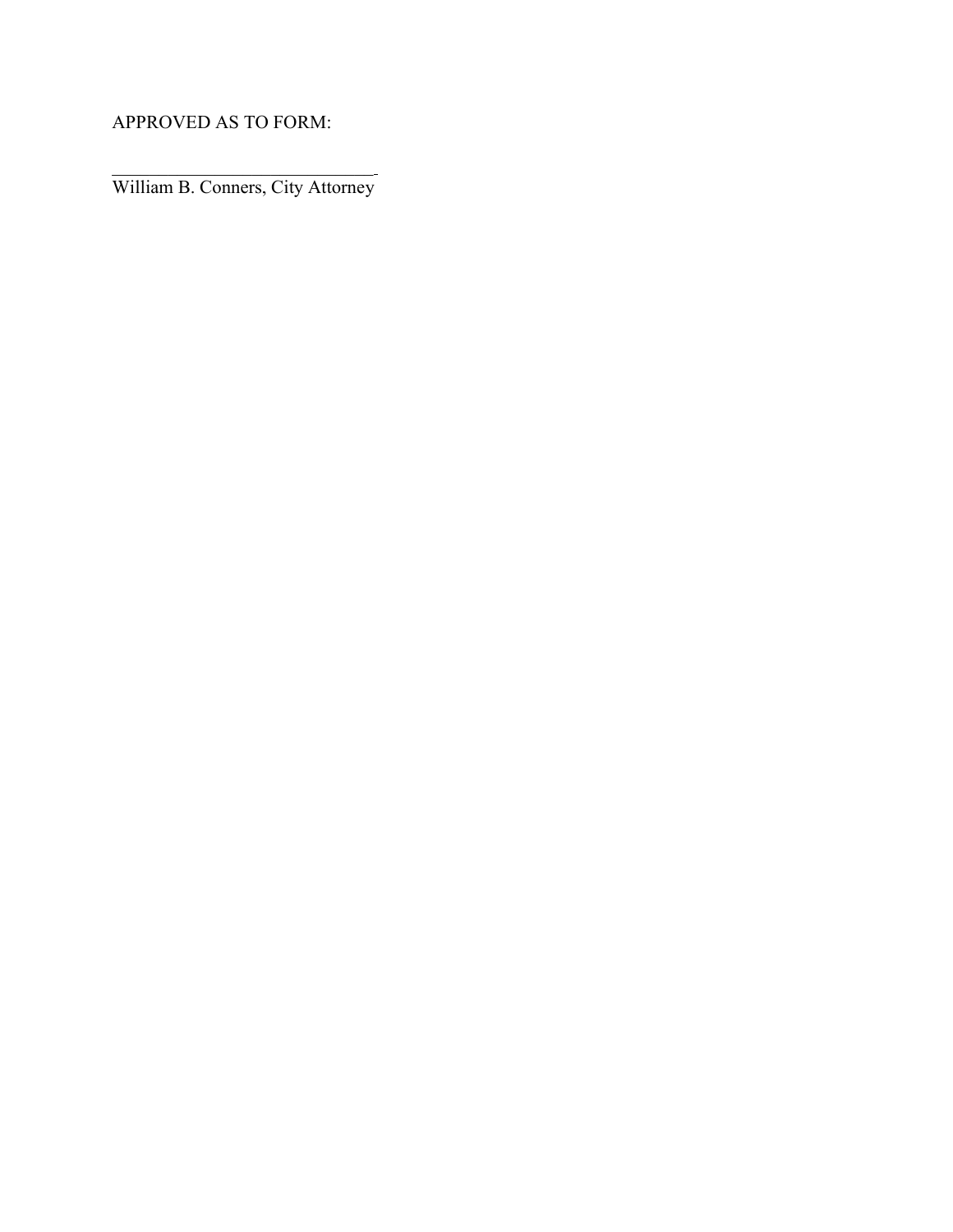APPROVED AS TO FORM:

______________________________
William B. Conners, City Attorney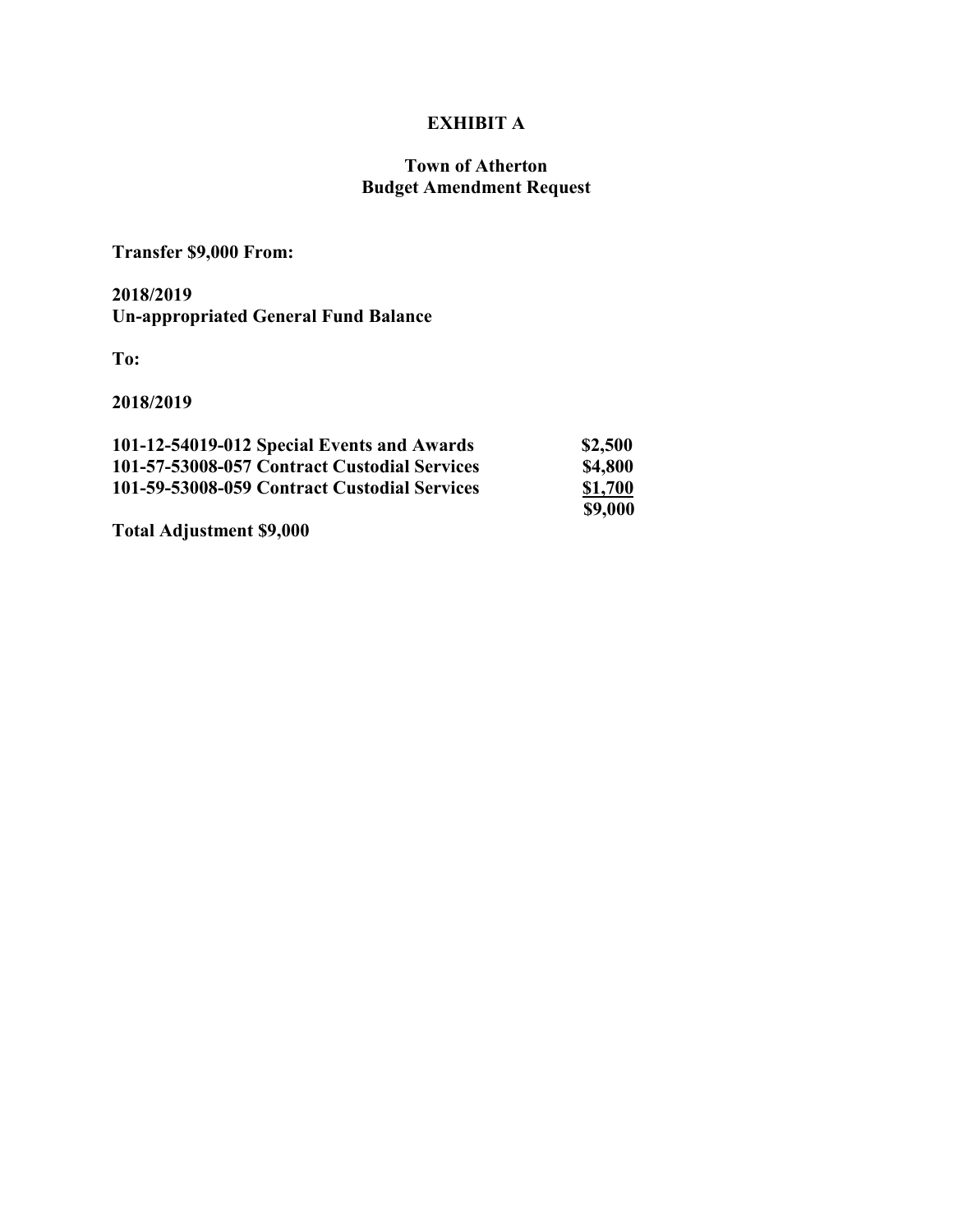# EXHIBIT A

## Town of Atherton
## Budget Amendment Request

**Transfer $9,000 From:**

**2018/2019**
**Un-appropriated General Fund Balance**

**To:**

**2018/2019**

| | |
|---|---|
| **101-12-54019-012 Special Events and Awards** | **$2,500** |
| **101-57-53008-057 Contract Custodial Services** | **$4,800** |
| **101-59-53008-059 Contract Custodial Services** | **$1,700** |
| | **$9,000** |

**Total Adjustment $9,000**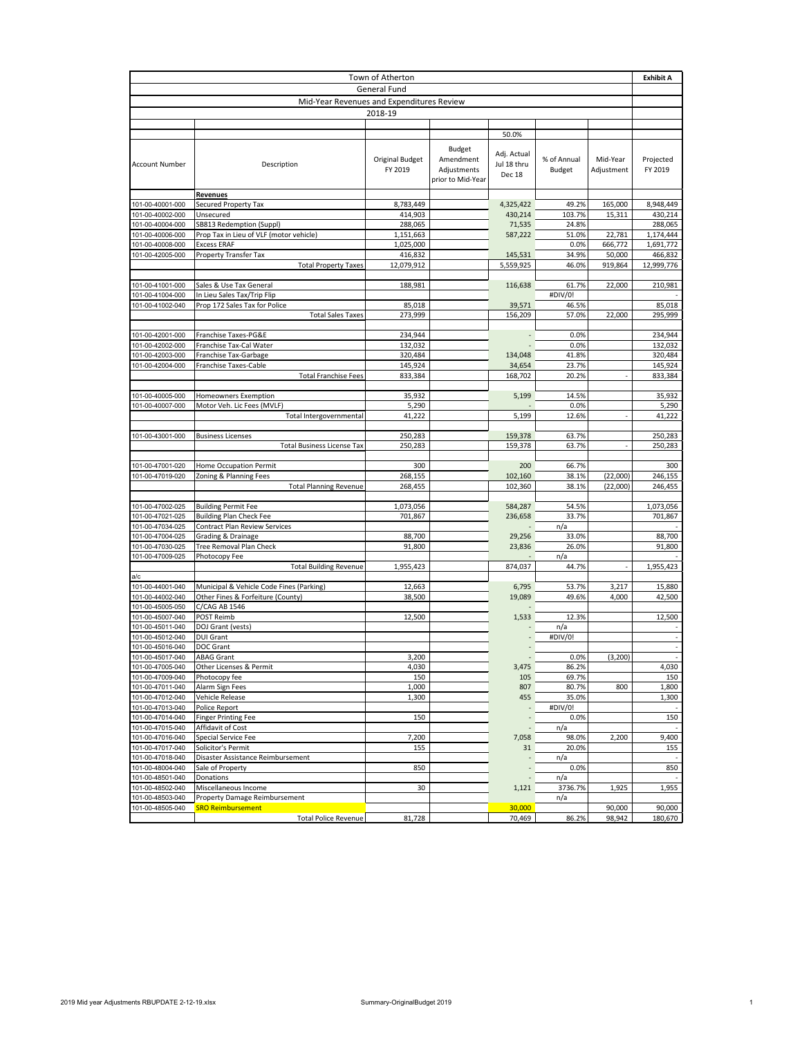| Town of Atherton | | | | | | | | Exhibit A |
|---|---|---|---|---|---|---|---|---|
| General Fund | | | | | | | | |
| Mid-Year Revenues and Expenditures Review | | | | | | | | |
| 2018-19 | | | | | | | | |
| | | | | 50.0% | | | | |
| Account Number | Description | Original Budget FY 2019 | Budget Amendment Adjustments prior to Mid-Year | Adj. Actual Jul 18 thru Dec 18 | % of Annual Budget | Mid-Year Adjustment | Projected FY 2019 | |
| | **Revenues** | | | | | | | |
| 101-00-40001-000 | Secured Property Tax | 8,783,449 | | 4,325,422 | 49.2% | 165,000 | 8,948,449 | |
| 101-00-40002-000 | Unsecured | 414,903 | | 430,214 | 103.7% | 15,311 | 430,214 | |
| 101-00-40004-000 | SB813 Redemption (Suppl) | 288,065 | | 71,535 | 24.8% | | 288,065 | |
| 101-00-40006-000 | Prop Tax in Lieu of VLF (motor vehicle) | 1,151,663 | | 587,222 | 51.0% | 22,781 | 1,174,444 | |
| 101-00-40008-000 | Excess ERAF | 1,025,000 | | | 0.0% | 666,772 | 1,691,772 | |
| 101-00-42005-000 | Property Transfer Tax | 416,832 | | 145,531 | 34.9% | 50,000 | 466,832 | |
| | Total Property Taxes | 12,079,912 | | 5,559,925 | 46.0% | 919,864 | 12,999,776 | |
| 101-00-41001-000 | Sales & Use Tax General | 188,981 | | 116,638 | 61.7% | 22,000 | 210,981 | |
| 101-00-41004-000 | In Lieu Sales Tax/Trip Flip | | | | #DIV/0! | | - | |
| 101-00-41002-040 | Prop 172 Sales Tax for Police | 85,018 | | 39,571 | 46.5% | | 85,018 | |
| | Total Sales Taxes | 273,999 | | 156,209 | 57.0% | 22,000 | 295,999 | |
| 101-00-42001-000 | Franchise Taxes-PG&E | 234,944 | | - | 0.0% | | 234,944 | |
| 101-00-42002-000 | Franchise Tax-Cal Water | 132,032 | | - | 0.0% | | 132,032 | |
| 101-00-42003-000 | Franchise Tax-Garbage | 320,484 | | 134,048 | 41.8% | | 320,484 | |
| 101-00-42004-000 | Franchise Taxes-Cable | 145,924 | | 34,654 | 23.7% | | 145,924 | |
| | Total Franchise Fees | 833,384 | | 168,702 | 20.2% | - | 833,384 | |
| 101-00-40005-000 | Homeowners Exemption | 35,932 | | 5,199 | 14.5% | | 35,932 | |
| 101-00-40007-000 | Motor Veh. Lic Fees (MVLF) | 5,290 | | - | 0.0% | | 5,290 | |
| | Total Intergovernmental | 41,222 | | 5,199 | 12.6% | - | 41,222 | |
| 101-00-43001-000 | Business Licenses | 250,283 | | 159,378 | 63.7% | | 250,283 | |
| | Total Business License Tax | 250,283 | | 159,378 | 63.7% | - | 250,283 | |
| 101-00-47001-020 | Home Occupation Permit | 300 | | 200 | 66.7% | | 300 | |
| 101-00-47019-020 | Zoning & Planning Fees | 268,155 | | 102,160 | 38.1% | (22,000) | 246,155 | |
| | Total Planning Revenue | 268,455 | | 102,360 | 38.1% | (22,000) | 246,455 | |
| 101-00-47002-025 | Building Permit Fee | 1,073,056 | | 584,287 | 54.5% | | 1,073,056 | |
| 101-00-47021-025 | Building Plan Check Fee | 701,867 | | 236,658 | 33.7% | | 701,867 | |
| 101-00-47034-025 | Contract Plan Review Services | | | - | n/a | | - | |
| 101-00-47004-025 | Grading & Drainage | 88,700 | | 29,256 | 33.0% | | 88,700 | |
| 101-00-47030-025 | Tree Removal Plan Check | 91,800 | | 23,836 | 26.0% | | 91,800 | |
| 101-00-47009-025 | Photocopy Fee | | | - | n/a | | - | |
| | Total Building Revenue | 1,955,423 | | 874,037 | 44.7% | - | 1,955,423 | |
| a/c | | | | | | | | |
| 101-00-44001-040 | Municipal & Vehicle Code Fines (Parking) | 12,663 | | 6,795 | 53.7% | 3,217 | 15,880 | |
| 101-00-44002-040 | Other Fines & Forfeiture (County) | 38,500 | | 19,089 | 49.6% | 4,000 | 42,500 | |
| 101-00-45005-050 | C/CAG AB 1546 | | | - | | | | |
| 101-00-45007-040 | POST Reimb | 12,500 | | 1,533 | 12.3% | | 12,500 | |
| 101-00-45011-040 | DOJ Grant (vests) | | | - | n/a | | - | |
| 101-00-45012-040 | DUI Grant | | | - | #DIV/0! | | - | |
| 101-00-45016-040 | DOC Grant | | | - | | | - | |
| 101-00-45017-040 | ABAG Grant | 3,200 | | - | 0.0% | (3,200) | - | |
| 101-00-47005-040 | Other Licenses & Permit | 4,030 | | 3,475 | 86.2% | | 4,030 | |
| 101-00-47009-040 | Photocopy fee | 150 | | 105 | 69.7% | | 150 | |
| 101-00-47011-040 | Alarm Sign Fees | 1,000 | | 807 | 80.7% | 800 | 1,800 | |
| 101-00-47012-040 | Vehicle Release | 1,300 | | 455 | 35.0% | | 1,300 | |
| 101-00-47013-040 | Police Report | | | - | #DIV/0! | | - | |
| 101-00-47014-040 | Finger Printing Fee | 150 | | - | 0.0% | | 150 | |
| 101-00-47015-040 | Affidavit of Cost | | | - | n/a | | - | |
| 101-00-47016-040 | Special Service Fee | 7,200 | | 7,058 | 98.0% | 2,200 | 9,400 | |
| 101-00-47017-040 | Solicitor's Permit | 155 | | 31 | 20.0% | | 155 | |
| 101-00-47018-040 | Disaster Assistance Reimbursement | | | - | n/a | | - | |
| 101-00-48004-040 | Sale of Property | 850 | | - | 0.0% | | 850 | |
| 101-00-48501-040 | Donations | | | - | n/a | | - | |
| 101-00-48502-040 | Miscellaneous Income | 30 | | 1,121 | 3736.7% | 1,925 | 1,955 | |
| 101-00-48503-040 | Property Damage Reimbursement | | | | n/a | | | |
| 101-00-48505-040 | SRO Reimbursement | | | 30,000 | | 90,000 | 90,000 | |
| | Total Police Revenue | 81,728 | | 70,469 | 86.2% | 98,942 | 180,670 | |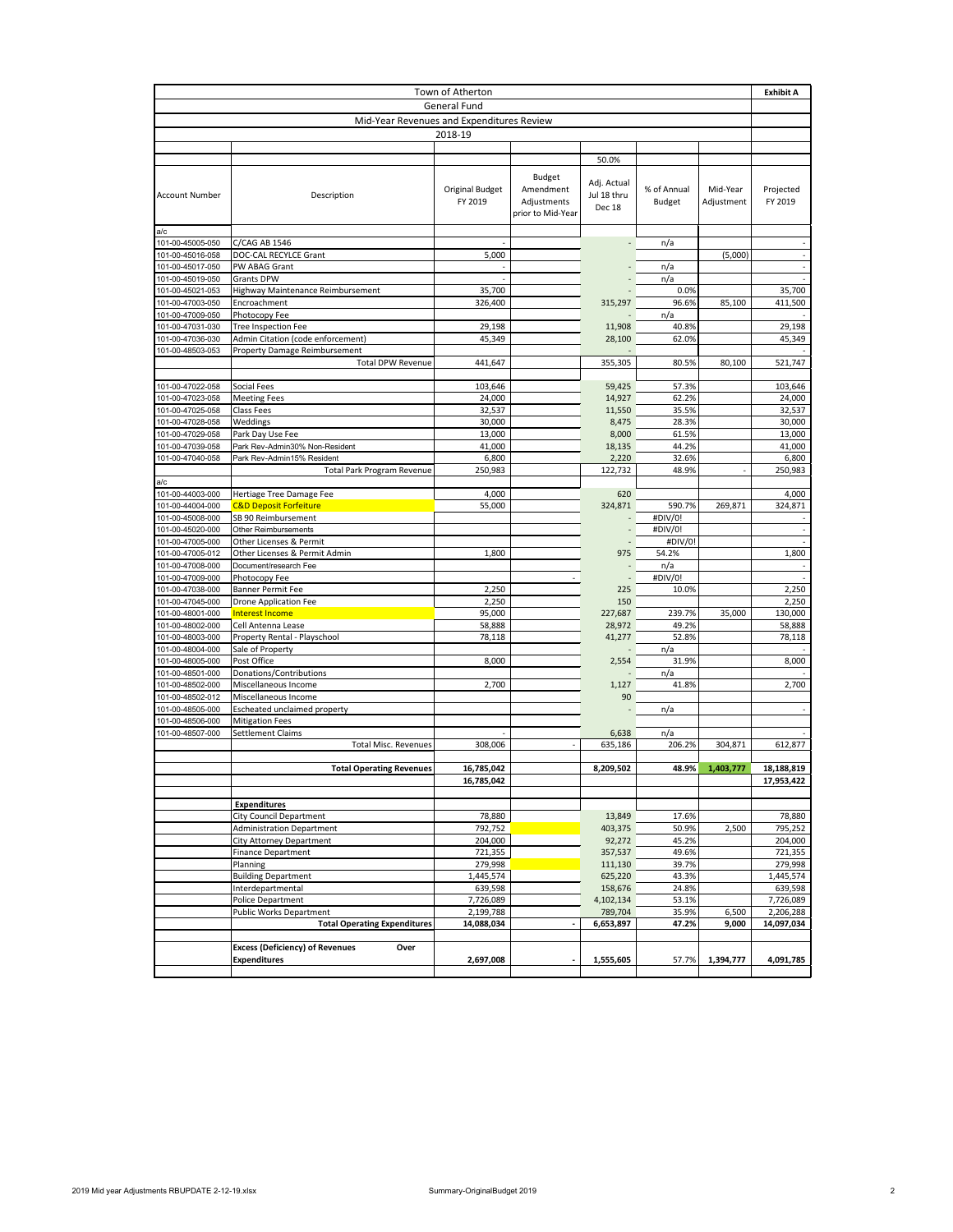| Town of Atherton | | | | | | | Exhibit A |
|---|---|---|---|---|---|---|---|
| General Fund | | | | | | | |
| Mid-Year Revenues and Expenditures Review | | | | | | | |
| 2018-19 | | | | | | | |
| | | | | 50.0% | | | |
| Account Number | Description | Original Budget FY 2019 | Budget Amendment Adjustments prior to Mid-Year | Adj. Actual Jul 18 thru Dec 18 | % of Annual Budget | Mid-Year Adjustment | Projected FY 2019 |
| a/c | | | | | | | |
| 101-00-45005-050 | C/CAG AB 1546 | - | | - | n/a | | - |
| 101-00-45016-058 | DOC-CAL RECYLCE Grant | 5,000 | | | | (5,000) | - |
| 101-00-45017-050 | PW ABAG Grant | - | | - | n/a | | - |
| 101-00-45019-050 | Grants DPW | - | | - | n/a | | - |
| 101-00-45021-053 | Highway Maintenance Reimbursement | 35,700 | | - | 0.0% | | 35,700 |
| 101-00-47003-050 | Encroachment | 326,400 | | 315,297 | 96.6% | 85,100 | 411,500 |
| 101-00-47009-050 | Photocopy Fee | | | - | n/a | | - |
| 101-00-47031-030 | Tree Inspection Fee | 29,198 | | 11,908 | 40.8% | | 29,198 |
| 101-00-47036-030 | Admin Citation (code enforcement) | 45,349 | | 28,100 | 62.0% | | 45,349 |
| 101-00-48503-053 | Property Damage Reimbursement | | | - | | | - |
| | Total DPW Revenue | 441,647 | | 355,305 | 80.5% | 80,100 | 521,747 |
| | | | | | | | |
| 101-00-47022-058 | Social Fees | 103,646 | | 59,425 | 57.3% | | 103,646 |
| 101-00-47023-058 | Meeting Fees | 24,000 | | 14,927 | 62.2% | | 24,000 |
| 101-00-47025-058 | Class Fees | 32,537 | | 11,550 | 35.5% | | 32,537 |
| 101-00-47028-058 | Weddings | 30,000 | | 8,475 | 28.3% | | 30,000 |
| 101-00-47029-058 | Park Day Use Fee | 13,000 | | 8,000 | 61.5% | | 13,000 |
| 101-00-47039-058 | Park Rev-Admin30% Non-Resident | 41,000 | | 18,135 | 44.2% | | 41,000 |
| 101-00-47040-058 | Park Rev-Admin15% Resident | 6,800 | | 2,220 | 32.6% | | 6,800 |
| | Total Park Program Revenue | 250,983 | | 122,732 | 48.9% | - | 250,983 |
| a/c | | | | | | | |
| 101-00-44003-000 | Hertiage Tree Damage Fee | 4,000 | | 620 | | | 4,000 |
| 101-00-44004-000 | C&D Deposit Forfeiture | 55,000 | | 324,871 | 590.7% | 269,871 | 324,871 |
| 101-00-45008-000 | SB 90 Reimbursement | | | - | #DIV/0! | | - |
| 101-00-45020-000 | Other Reimbursements | | | - | #DIV/0! | | - |
| 101-00-47005-000 | Other Licenses & Permit | | | - | #DIV/0! | | - |
| 101-00-47005-012 | Other Licenses & Permit Admin | 1,800 | | 975 | 54.2% | | 1,800 |
| 101-00-47008-000 | Document/research Fee | | | - | n/a | | - |
| 101-00-47009-000 | Photocopy Fee | | - | - | #DIV/0! | | - |
| 101-00-47038-000 | Banner Permit Fee | 2,250 | | 225 | 10.0% | | 2,250 |
| 101-00-47045-000 | Drone Application Fee | 2,250 | | 150 | | | 2,250 |
| 101-00-48001-000 | Interest Income | 95,000 | | 227,687 | 239.7% | 35,000 | 130,000 |
| 101-00-48002-000 | Cell Antenna Lease | 58,888 | | 28,972 | 49.2% | | 58,888 |
| 101-00-48003-000 | Property Rental - Playschool | 78,118 | | 41,277 | 52.8% | | 78,118 |
| 101-00-48004-000 | Sale of Property | | | - | n/a | | - |
| 101-00-48005-000 | Post Office | 8,000 | | 2,554 | 31.9% | | 8,000 |
| 101-00-48501-000 | Donations/Contributions | | | - | n/a | | - |
| 101-00-48502-000 | Miscellaneous Income | 2,700 | | 1,127 | 41.8% | | 2,700 |
| 101-00-48502-012 | Miscellaneous Income | | | 90 | | | |
| 101-00-48505-000 | Escheated unclaimed property | | | - | n/a | | - |
| 101-00-48506-000 | Mitigation Fees | | | | | | |
| 101-00-48507-000 | Settlement Claims | - | | 6,638 | n/a | | - |
| | Total Misc. Revenues | 308,006 | - | 635,186 | 206.2% | 304,871 | 612,877 |
| | | | | | | | |
| | **Total Operating Revenues** | **16,785,042** | | **8,209,502** | **48.9%** | **1,403,777** | **18,188,819** |
| | | **16,785,042** | | | | | **17,953,422** |
| | | | | | | | |
| | **Expenditures** | | | | | | |
| | City Council Department | 78,880 | | 13,849 | 17.6% | | 78,880 |
| | Administration Department | 792,752 | | 403,375 | 50.9% | 2,500 | 795,252 |
| | City Attorney Department | 204,000 | | 92,272 | 45.2% | | 204,000 |
| | Finance Department | 721,355 | | 357,537 | 49.6% | | 721,355 |
| | Planning | 279,998 | | 111,130 | 39.7% | | 279,998 |
| | Building Department | 1,445,574 | | 625,220 | 43.3% | | 1,445,574 |
| | Interdepartmental | 639,598 | | 158,676 | 24.8% | | 639,598 |
| | Police Department | 7,726,089 | | 4,102,134 | 53.1% | | 7,726,089 |
| | Public Works Department | 2,199,788 | | 789,704 | 35.9% | 6,500 | 2,206,288 |
| | **Total Operating Expenditures** | **14,088,034** | **-** | **6,653,897** | **47.2%** | **9,000** | **14,097,034** |
| | | | | | | | |
| | **Excess (Deficiency) of Revenues Over Expenditures** | **2,697,008** | **-** | **1,555,605** | **57.7%** | **1,394,777** | **4,091,785** |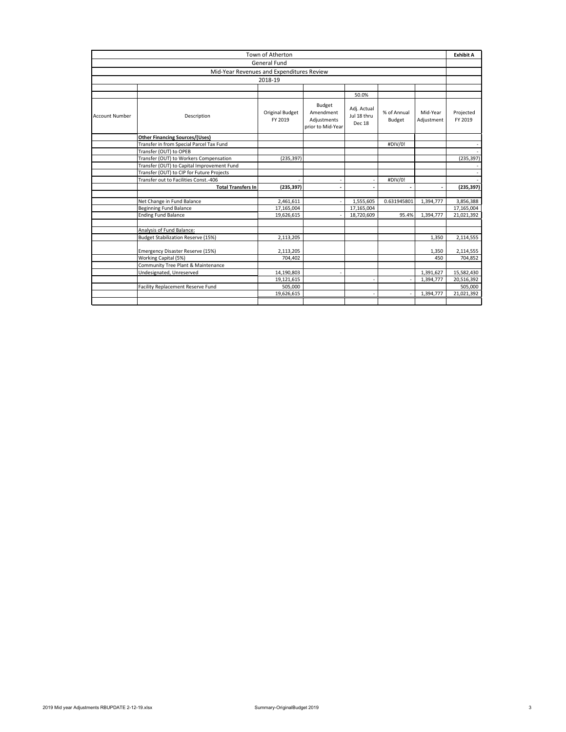| Town of Atherton | | | | | | | Exhibit A |
|---|---|---|---|---|---|---|---|
| General Fund | | | | | | | |
| Mid-Year Revenues and Expenditures Review | | | | | | | |
| 2018-19 | | | | | | | |
| | | | | 50.0% | | | |
| Account Number | Description | Original Budget FY 2019 | Budget Amendment Adjustments prior to Mid-Year | Adj. Actual Jul 18 thru Dec 18 | % of Annual Budget | Mid-Year Adjustment | Projected FY 2019 |
| | **Other Financing Sources/(Uses)** | | | | | | |
| | Transfer in from Special Parcel Tax Fund | | | | #DIV/0! | | - |
| | Transfer (OUT) to OPEB | | | | | | - |
| | Transfer (OUT) to Workers Compensation | (235,397) | | | | | (235,397) |
| | Transfer (OUT) to Capital Improvement Fund | | | | | | - |
| | Transfer (OUT) to CIP for Future Projects | | | | | | - |
| | Transfer out to Facilities Const.-406 | - | - | - | #DIV/0! | | - |
| | **Total Transfers In** | **(235,397)** | **-** | **-** | **-** | **-** | **(235,397)** |
| | | | | | | | |
| | Net Change in Fund Balance | 2,461,611 | - | 1,555,605 | 0.631945801 | 1,394,777 | 3,856,388 |
| | Beginning Fund Balance | 17,165,004 | | 17,165,004 | | | 17,165,004 |
| | Ending Fund Balance | 19,626,615 | - | 18,720,609 | 95.4% | 1,394,777 | 21,021,392 |
| | | | | | | | |
| | Analysis of Fund Balance: | | | | | | |
| | Budget Stabilization Reserve (15%) | 2,113,205 | | | | 1,350 | 2,114,555 |
| | Emergency Disaster Reserve (15%) | 2,113,205 | | | | 1,350 | 2,114,555 |
| | Working Capital (5%) | 704,402 | | | | 450 | 704,852 |
| | Community Tree Plant & Maintenance | | | | | | |
| | Undesignated, Unreserved | 14,190,803 | - | | | 1,391,627 | 15,582,430 |
| | | 19,121,615 | | - | - | 1,394,777 | 20,516,392 |
| | Facility Replacement Reserve Fund | 505,000 | | | | | 505,000 |
| | | 19,626,615 | | - | - | 1,394,777 | 21,021,392 |